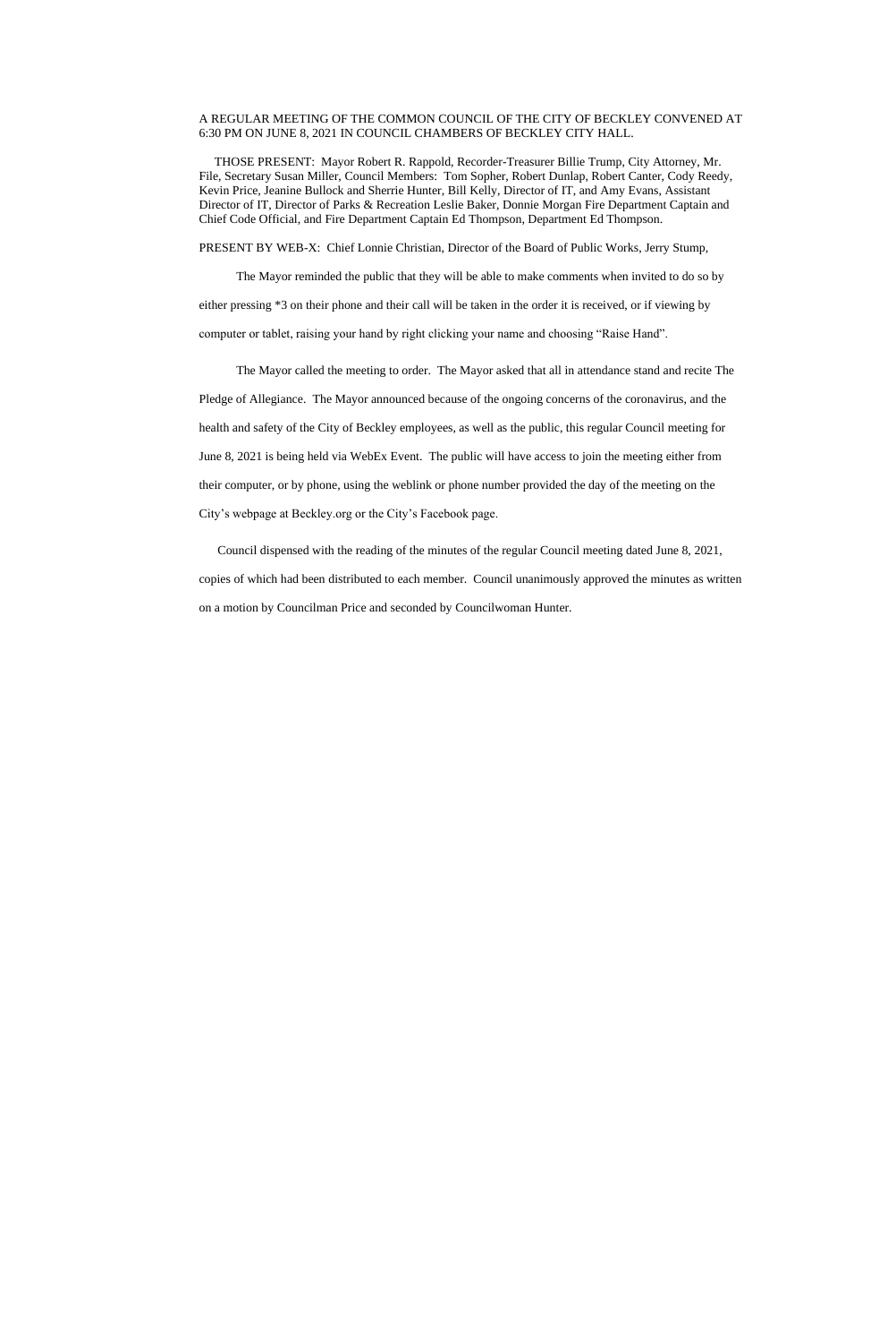A REGULAR MEETING OF THE COMMON COUNCIL OF THE CITY OF BECKLEY CONVENED AT 6:30 PM ON JUNE 8, 2021 IN COUNCIL CHAMBERS OF BECKLEY CITY HALL.

THOSE PRESENT: Mayor Robert R. Rappold, Recorder-Treasurer Billie Trump, City Attorney, Mr. File, Secretary Susan Miller, Council Members: Tom Sopher, Robert Dunlap, Robert Canter, Cody Reedy, Kevin Price, Jeanine Bullock and Sherrie Hunter, Bill Kelly, Director of IT, and Amy Evans, Assistant Director of IT, Director of Parks & Recreation Leslie Baker, Donnie Morgan Fire Department Captain and Chief Code Official, and Fire Department Captain Ed Thompson, Department Ed Thompson.

PRESENT BY WEB-X: Chief Lonnie Christian, Director of the Board of Public Works, Jerry Stump,

The Mayor reminded the public that they will be able to make comments when invited to do so by either pressing *3 on their phone and their call will be taken in the order it is received, or if viewing by computer or tablet, raising your hand by right clicking your name and choosing "Raise Hand".

The Mayor called the meeting to order. The Mayor asked that all in attendance stand and recite The Pledge of Allegiance. The Mayor announced because of the ongoing concerns of the coronavirus, and the health and safety of the City of Beckley employees, as well as the public, this regular Council meeting for June 8, 2021 is being held via WebEx Event. The public will have access to join the meeting either from their computer, or by phone, using the weblink or phone number provided the day of the meeting on the City's webpage at Beckley.org or the City's Facebook page.

Council dispensed with the reading of the minutes of the regular Council meeting dated June 8, 2021, copies of which had been distributed to each member. Council unanimously approved the minutes as written on a motion by Councilman Price and seconded by Councilwoman Hunter.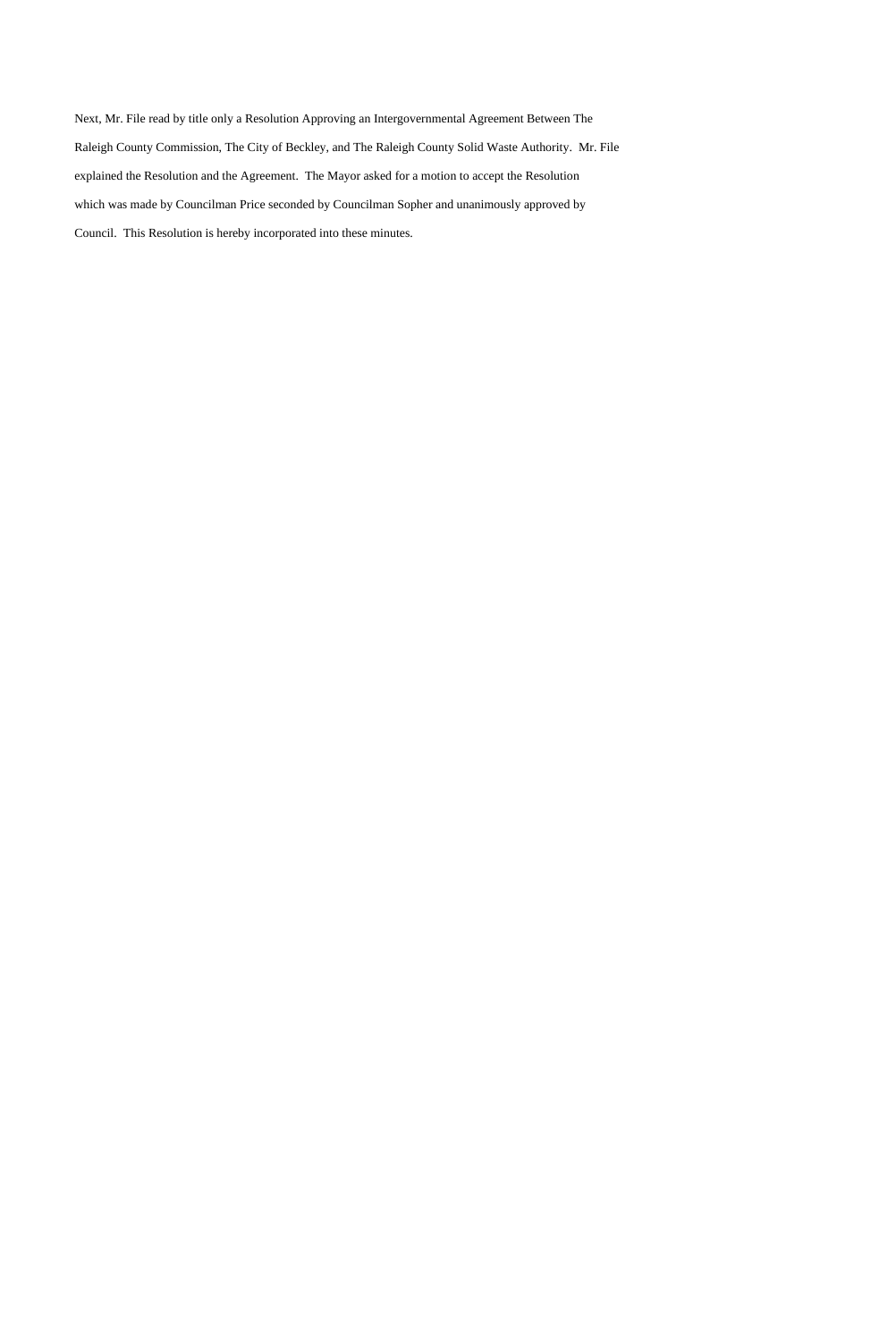Next, Mr. File read by title only a Resolution Approving an Intergovernmental Agreement Between The Raleigh County Commission, The City of Beckley, and The Raleigh County Solid Waste Authority. Mr. File explained the Resolution and the Agreement. The Mayor asked for a motion to accept the Resolution which was made by Councilman Price seconded by Councilman Sopher and unanimously approved by Council. This Resolution is hereby incorporated into these minutes.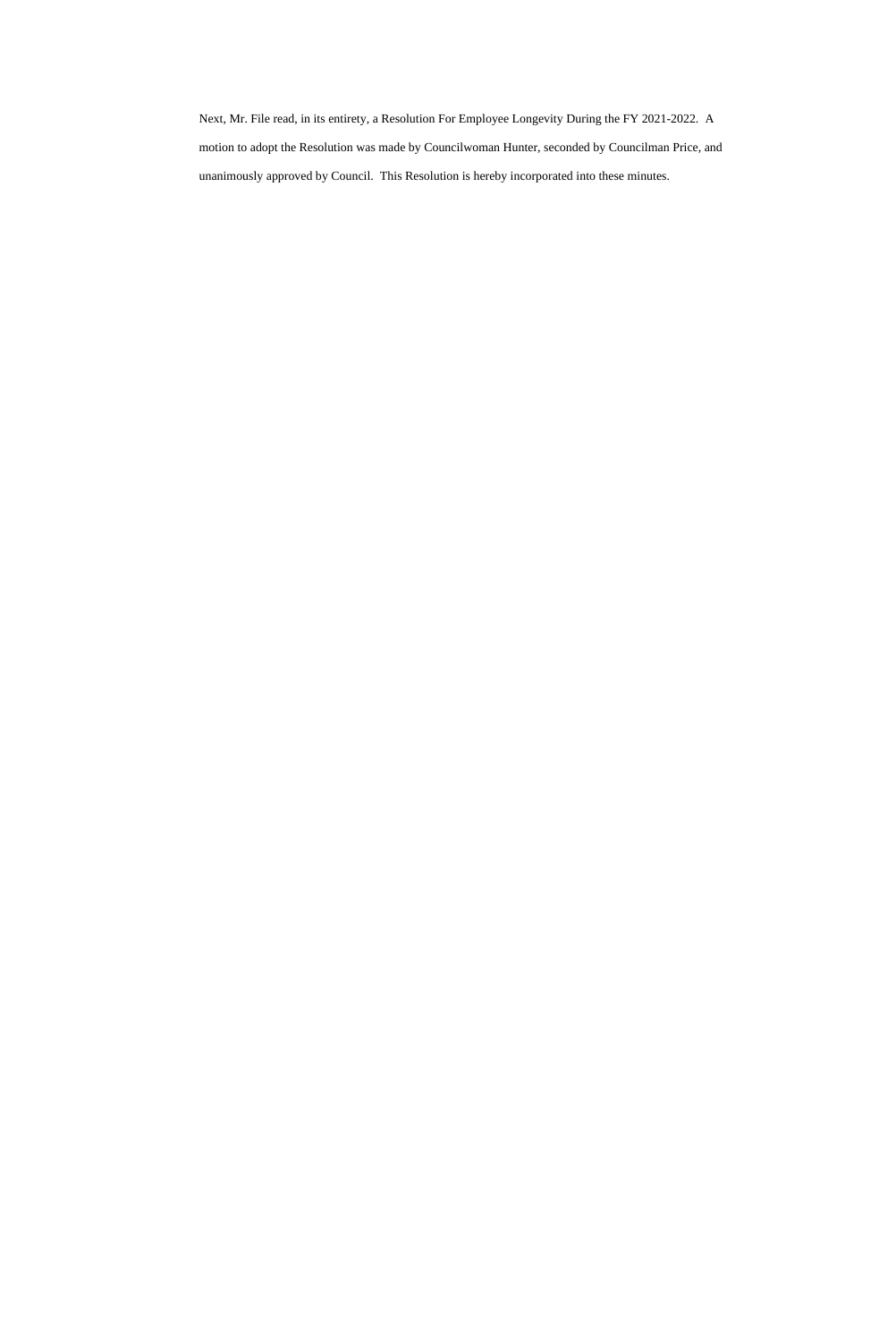Next, Mr. File read, in its entirety, a Resolution For Employee Longevity During the FY 2021-2022. A motion to adopt the Resolution was made by Councilwoman Hunter, seconded by Councilman Price, and unanimously approved by Council. This Resolution is hereby incorporated into these minutes.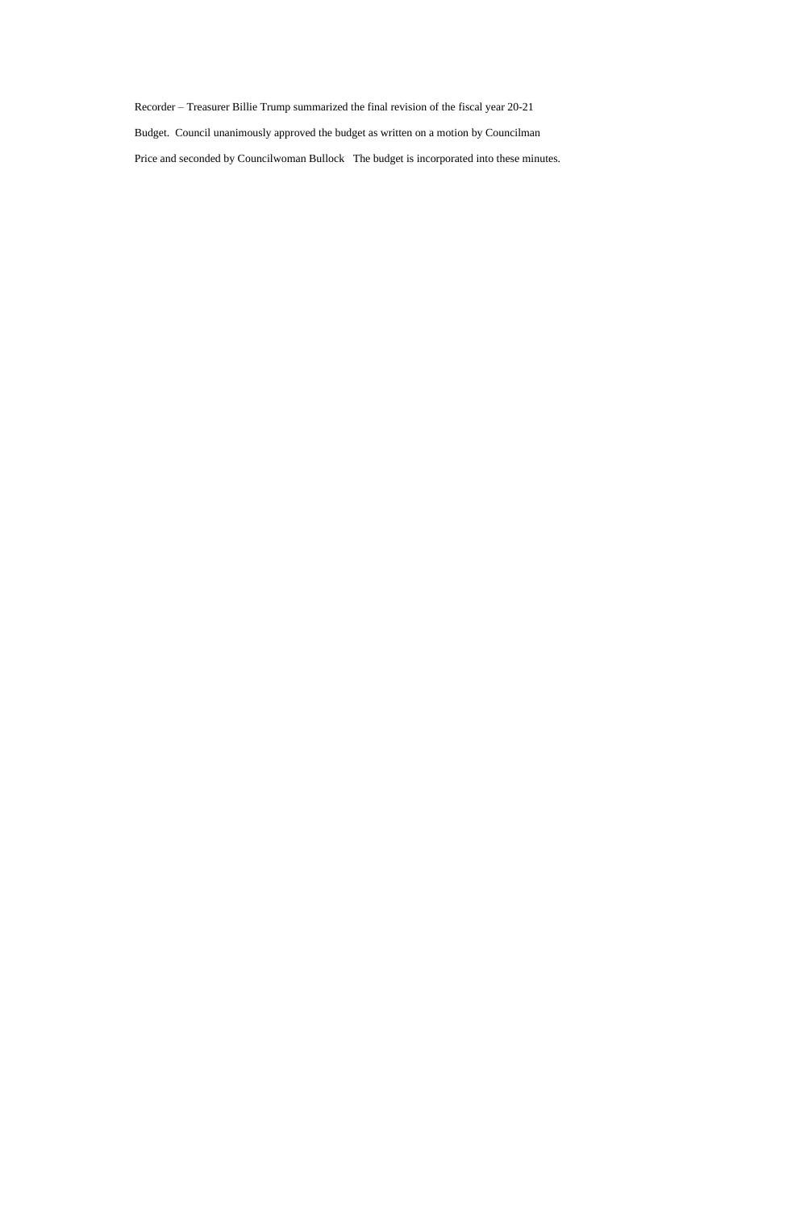Recorder – Treasurer Billie Trump summarized the final revision of the fiscal year 20-21 Budget. Council unanimously approved the budget as written on a motion by Councilman Price and seconded by Councilwoman Bullock The budget is incorporated into these minutes.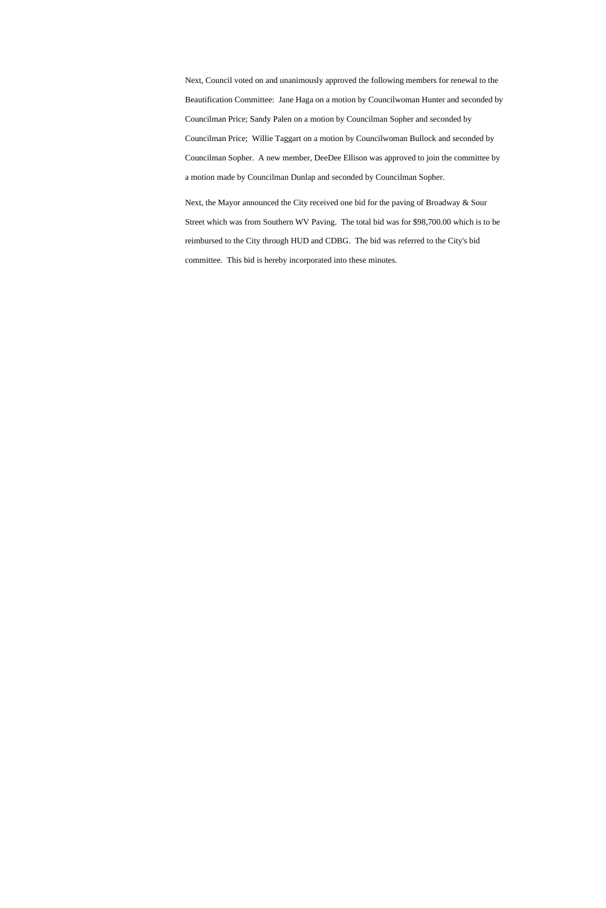Next, Council voted on and unanimously approved the following members for renewal to the Beautification Committee: Jane Haga on a motion by Councilwoman Hunter and seconded by Councilman Price; Sandy Palen on a motion by Councilman Sopher and seconded by Councilman Price; Willie Taggart on a motion by Councilwoman Bullock and seconded by Councilman Sopher. A new member, DeeDee Ellison was approved to join the committee by a motion made by Councilman Dunlap and seconded by Councilman Sopher.

Next, the Mayor announced the City received one bid for the paving of Broadway & Sour Street which was from Southern WV Paving. The total bid was for $98,700.00 which is to be reimbursed to the City through HUD and CDBG. The bid was referred to the City's bid committee. This bid is hereby incorporated into these minutes.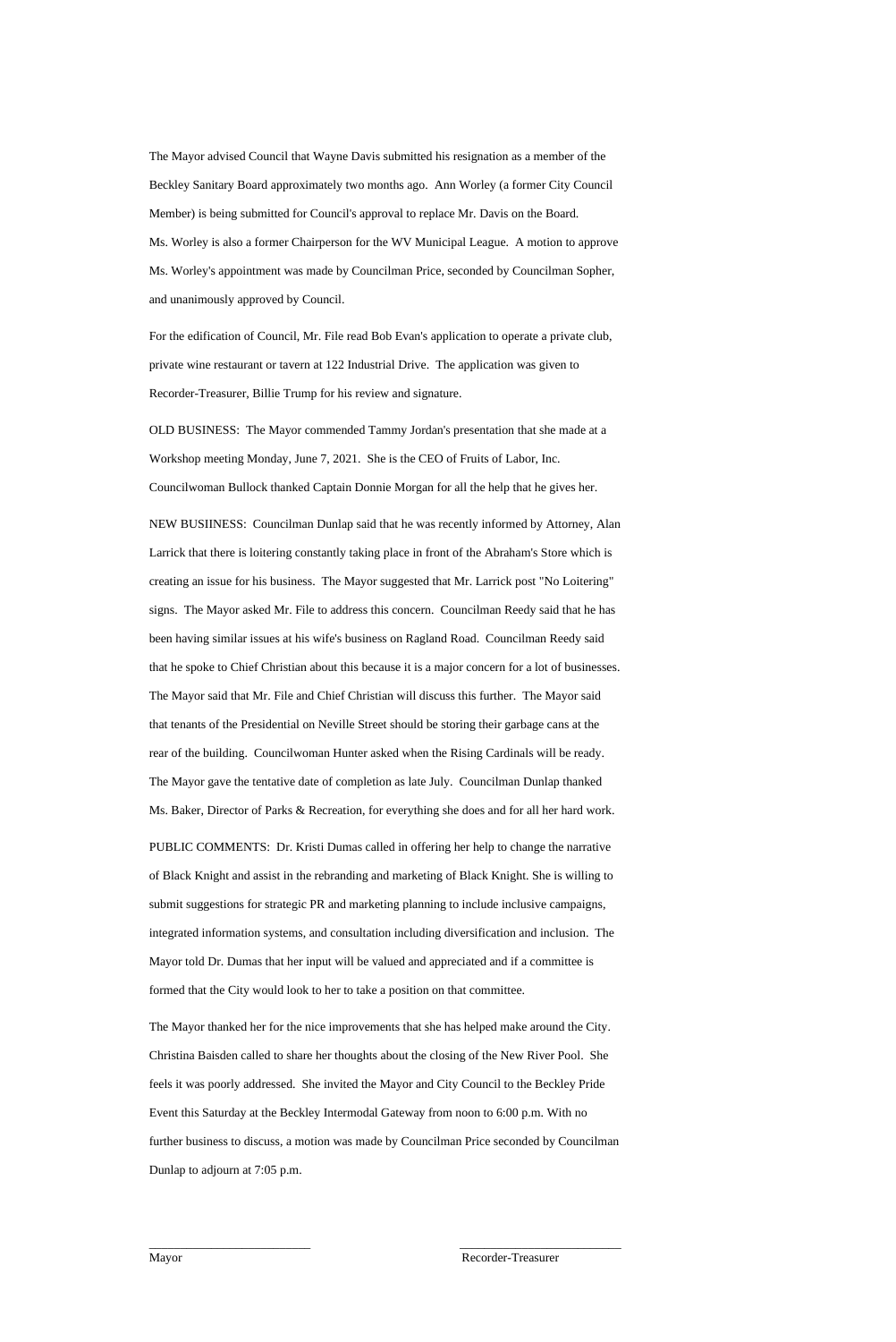The Mayor advised Council that Wayne Davis submitted his resignation as a member of the Beckley Sanitary Board approximately two months ago. Ann Worley (a former City Council Member) is being submitted for Council's approval to replace Mr. Davis on the Board. Ms. Worley is also a former Chairperson for the WV Municipal League. A motion to approve Ms. Worley's appointment was made by Councilman Price, seconded by Councilman Sopher, and unanimously approved by Council.

For the edification of Council, Mr. File read Bob Evan's application to operate a private club, private wine restaurant or tavern at 122 Industrial Drive. The application was given to Recorder-Treasurer, Billie Trump for his review and signature.

OLD BUSINESS: The Mayor commended Tammy Jordan's presentation that she made at a Workshop meeting Monday, June 7, 2021. She is the CEO of Fruits of Labor, Inc. Councilwoman Bullock thanked Captain Donnie Morgan for all the help that he gives her.

NEW BUSIINESS: Councilman Dunlap said that he was recently informed by Attorney, Alan Larrick that there is loitering constantly taking place in front of the Abraham's Store which is creating an issue for his business. The Mayor suggested that Mr. Larrick post "No Loitering" signs. The Mayor asked Mr. File to address this concern. Councilman Reedy said that he has been having similar issues at his wife's business on Ragland Road. Councilman Reedy said that he spoke to Chief Christian about this because it is a major concern for a lot of businesses. The Mayor said that Mr. File and Chief Christian will discuss this further. The Mayor said that tenants of the Presidential on Neville Street should be storing their garbage cans at the rear of the building. Councilwoman Hunter asked when the Rising Cardinals will be ready. The Mayor gave the tentative date of completion as late July. Councilman Dunlap thanked Ms. Baker, Director of Parks & Recreation, for everything she does and for all her hard work.

PUBLIC COMMENTS: Dr. Kristi Dumas called in offering her help to change the narrative of Black Knight and assist in the rebranding and marketing of Black Knight. She is willing to submit suggestions for strategic PR and marketing planning to include inclusive campaigns, integrated information systems, and consultation including diversification and inclusion. The Mayor told Dr. Dumas that her input will be valued and appreciated and if a committee is formed that the City would look to her to take a position on that committee.

The Mayor thanked her for the nice improvements that she has helped make around the City. Christina Baisden called to share her thoughts about the closing of the New River Pool. She feels it was poorly addressed. She invited the Mayor and City Council to the Beckley Pride Event this Saturday at the Beckley Intermodal Gateway from noon to 6:00 p.m. With no further business to discuss, a motion was made by Councilman Price seconded by Councilman Dunlap to adjourn at 7:05 p.m.

\_\_\_\_\_\_\_\_\_\_\_\_\_\_\_\_\_\_\_\_\_\_\_\_\_\_ \_\_\_\_\_\_\_\_\_\_\_\_\_\_\_\_\_\_\_\_\_\_\_\_\_\_

Mayor Recorder-Treasurer